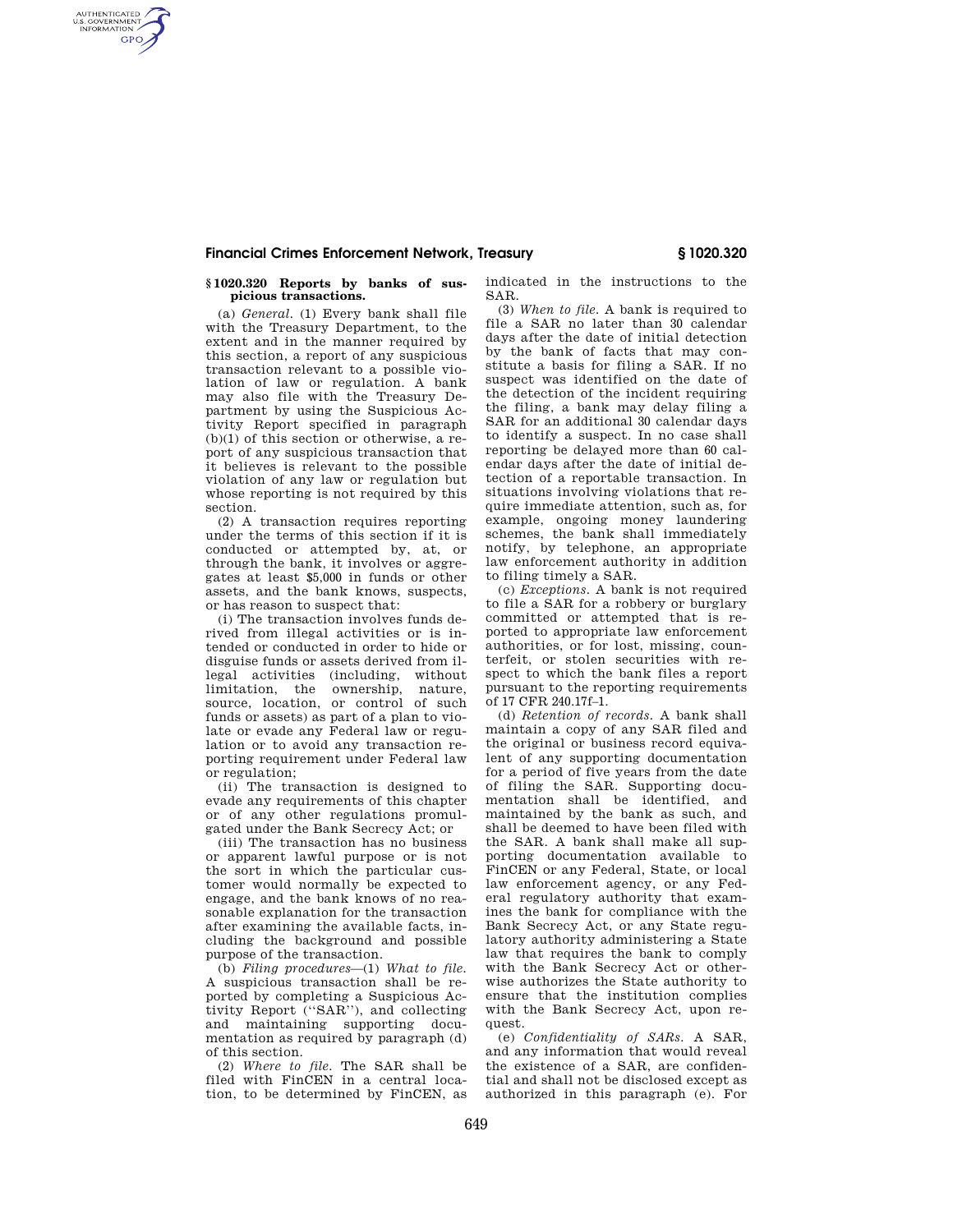## § 1020.320 Reports by banks of suspicious transactions.

(a) *General.* (1) Every bank shall file with the Treasury Department, to the extent and in the manner required by this section, a report of any suspicious transaction relevant to a possible violation of law or regulation. A bank may also file with the Treasury Department by using the Suspicious Activity Report specified in paragraph (b)(1) of this section or otherwise, a report of any suspicious transaction that it believes is relevant to the possible violation of any law or regulation but whose reporting is not required by this section.

(2) A transaction requires reporting under the terms of this section if it is conducted or attempted by, at, or through the bank, it involves or aggregates at least $5,000 in funds or other assets, and the bank knows, suspects, or has reason to suspect that:

(i) The transaction involves funds derived from illegal activities or is intended or conducted in order to hide or disguise funds or assets derived from illegal activities (including, without limitation, the ownership, nature, source, location, or control of such funds or assets) as part of a plan to violate or evade any Federal law or regulation or to avoid any transaction reporting requirement under Federal law or regulation;

(ii) The transaction is designed to evade any requirements of this chapter or of any other regulations promulgated under the Bank Secrecy Act; or

(iii) The transaction has no business or apparent lawful purpose or is not the sort in which the particular customer would normally be expected to engage, and the bank knows of no reasonable explanation for the transaction after examining the available facts, including the background and possible purpose of the transaction.

(b) *Filing procedures*—(1) *What to file.* A suspicious transaction shall be reported by completing a Suspicious Activity Report ("SAR"), and collecting and maintaining supporting documentation as required by paragraph (d) of this section.

(2) *Where to file.* The SAR shall be filed with FinCEN in a central location, to be determined by FinCEN, as indicated in the instructions to the SAR.

(3) *When to file.* A bank is required to file a SAR no later than 30 calendar days after the date of initial detection by the bank of facts that may constitute a basis for filing a SAR. If no suspect was identified on the date of the detection of the incident requiring the filing, a bank may delay filing a SAR for an additional 30 calendar days to identify a suspect. In no case shall reporting be delayed more than 60 calendar days after the date of initial detection of a reportable transaction. In situations involving violations that require immediate attention, such as, for example, ongoing money laundering schemes, the bank shall immediately notify, by telephone, an appropriate law enforcement authority in addition to filing timely a SAR.

(c) *Exceptions.* A bank is not required to file a SAR for a robbery or burglary committed or attempted that is reported to appropriate law enforcement authorities, or for lost, missing, counterfeit, or stolen securities with respect to which the bank files a report pursuant to the reporting requirements of 17 CFR 240.17f–1.

(d) *Retention of records.* A bank shall maintain a copy of any SAR filed and the original or business record equivalent of any supporting documentation for a period of five years from the date of filing the SAR. Supporting documentation shall be identified, and maintained by the bank as such, and shall be deemed to have been filed with the SAR. A bank shall make all supporting documentation available to FinCEN or any Federal, State, or local law enforcement agency, or any Federal regulatory authority that examines the bank for compliance with the Bank Secrecy Act, or any State regulatory authority administering a State law that requires the bank to comply with the Bank Secrecy Act or otherwise authorizes the State authority to ensure that the institution complies with the Bank Secrecy Act, upon request.

(e) *Confidentiality of SARs.* A SAR, and any information that would reveal the existence of a SAR, are confidential and shall not be disclosed except as authorized in this paragraph (e). For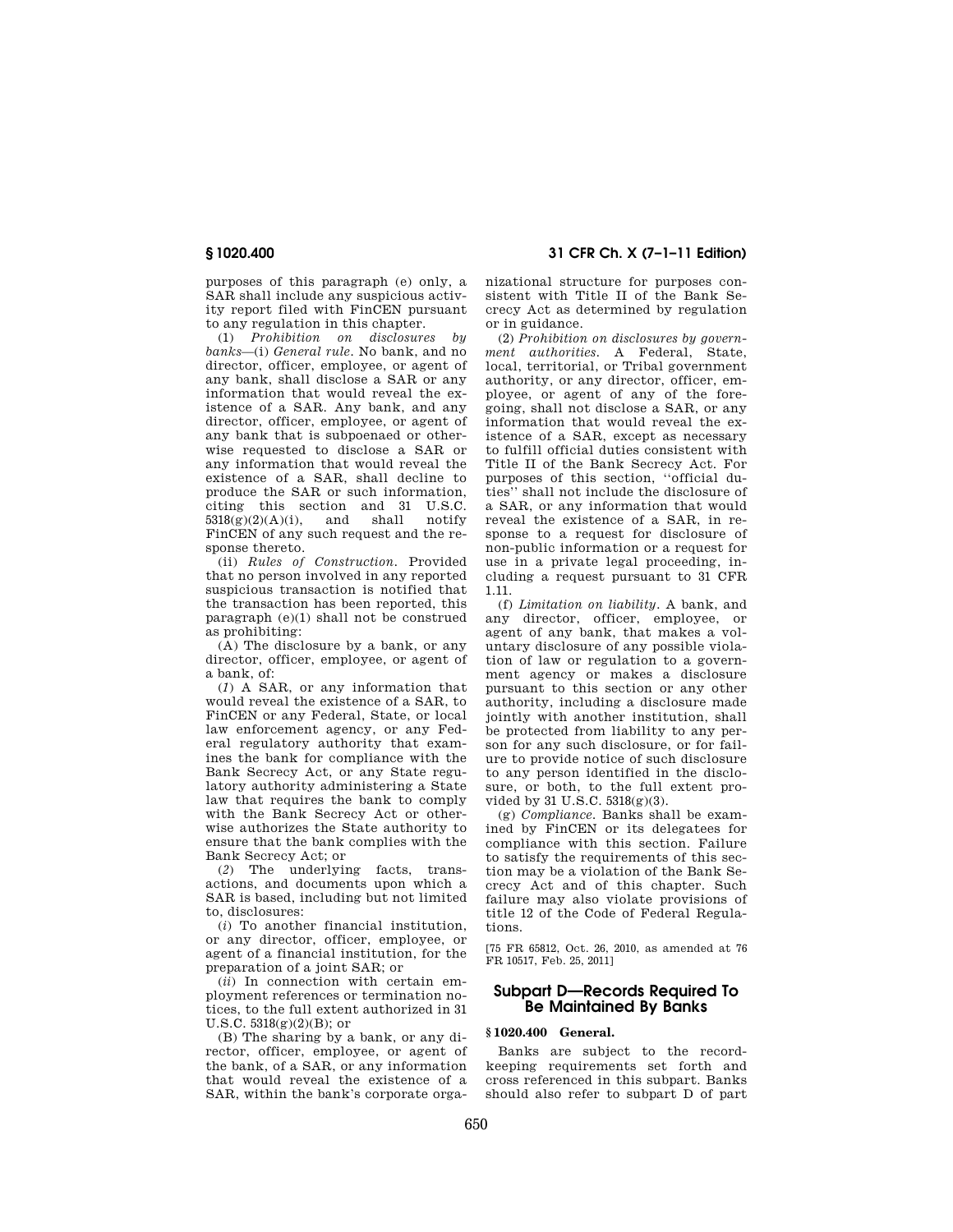purposes of this paragraph (e) only, a SAR shall include any suspicious activity report filed with FinCEN pursuant to any regulation in this chapter.

(1) *Prohibition on disclosures by banks*—(i) *General rule*. No bank, and no director, officer, employee, or agent of any bank, shall disclose a SAR or any information that would reveal the existence of a SAR. Any bank, and any director, officer, employee, or agent of any bank that is subpoenaed or otherwise requested to disclose a SAR or any information that would reveal the existence of a SAR, shall decline to produce the SAR or such information, citing this section and 31 U.S.C. 5318(g)(2)(A)(i), and shall notify FinCEN of any such request and the response thereto.

(ii) *Rules of Construction*. Provided that no person involved in any reported suspicious transaction is notified that the transaction has been reported, this paragraph (e)(1) shall not be construed as prohibiting:

(A) The disclosure by a bank, or any director, officer, employee, or agent of a bank, of:

(*1*) A SAR, or any information that would reveal the existence of a SAR, to FinCEN or any Federal, State, or local law enforcement agency, or any Federal regulatory authority that examines the bank for compliance with the Bank Secrecy Act, or any State regulatory authority administering a State law that requires the bank to comply with the Bank Secrecy Act or otherwise authorizes the State authority to ensure that the bank complies with the Bank Secrecy Act; or

(*2*) The underlying facts, transactions, and documents upon which a SAR is based, including but not limited to, disclosures:

(*i*) To another financial institution, or any director, officer, employee, or agent of a financial institution, for the preparation of a joint SAR; or

(*ii*) In connection with certain employment references or termination notices, to the full extent authorized in 31 U.S.C. 5318(g)(2)(B); or

(B) The sharing by a bank, or any director, officer, employee, or agent of the bank, of a SAR, or any information that would reveal the existence of a SAR, within the bank's corporate organizational structure for purposes consistent with Title II of the Bank Secrecy Act as determined by regulation or in guidance.

(2) *Prohibition on disclosures by government authorities*. A Federal, State, local, territorial, or Tribal government authority, or any director, officer, employee, or agent of any of the foregoing, shall not disclose a SAR, or any information that would reveal the existence of a SAR, except as necessary to fulfill official duties consistent with Title II of the Bank Secrecy Act. For purposes of this section, "official duties" shall not include the disclosure of a SAR, or any information that would reveal the existence of a SAR, in response to a request for disclosure of non-public information or a request for use in a private legal proceeding, including a request pursuant to 31 CFR 1.11.

(f) *Limitation on liability*. A bank, and any director, officer, employee, or agent of any bank, that makes a voluntary disclosure of any possible violation of law or regulation to a government agency or makes a disclosure pursuant to this section or any other authority, including a disclosure made jointly with another institution, shall be protected from liability to any person for any such disclosure, or for failure to provide notice of such disclosure to any person identified in the disclosure, or both, to the full extent provided by 31 U.S.C. 5318(g)(3).

(g) *Compliance*. Banks shall be examined by FinCEN or its delegatees for compliance with this section. Failure to satisfy the requirements of this section may be a violation of the Bank Secrecy Act and of this chapter. Such failure may also violate provisions of title 12 of the Code of Federal Regulations.

[75 FR 65812, Oct. 26, 2010, as amended at 76 FR 10517, Feb. 25, 2011]

## Subpart D—Records Required To Be Maintained By Banks

### § 1020.400 General.

Banks are subject to the recordkeeping requirements set forth and cross referenced in this subpart. Banks should also refer to subpart D of part